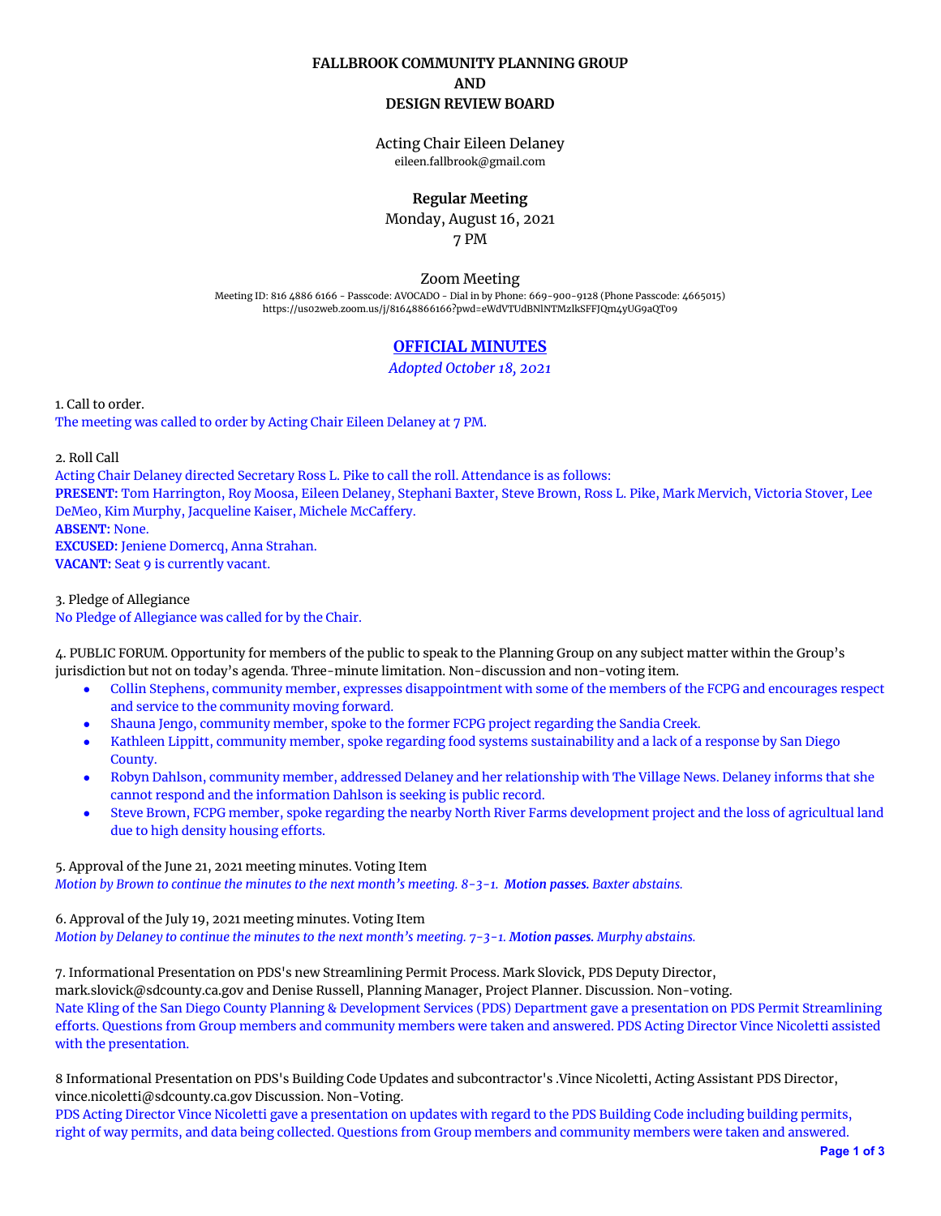# FALLBROOK COMMUNITY PLANNING GROUP
# AND
# DESIGN REVIEW BOARD

Acting Chair Eileen Delaney
eileen.fallbrook@gmail.com

**Regular Meeting**
Monday, August 16, 2021
7 PM

Zoom Meeting
Meeting ID: 816 4886 6166 - Passcode: AVOCADO - Dial in by Phone: 669-900-9128 (Phone Passcode: 4665015)
https://us02web.zoom.us/j/81648866166?pwd=eWdVTUdBNlNTMzlkSFFJQm4yUG9aQT09

## OFFICIAL MINUTES

*Adopted October 18, 2021*

1. Call to order.
The meeting was called to order by Acting Chair Eileen Delaney at 7 PM.

2. Roll Call
Acting Chair Delaney directed Secretary Ross L. Pike to call the roll. Attendance is as follows:
**PRESENT:** Tom Harrington, Roy Moosa, Eileen Delaney, Stephani Baxter, Steve Brown, Ross L. Pike, Mark Mervich, Victoria Stover, Lee DeMeo, Kim Murphy, Jacqueline Kaiser, Michele McCaffery.
**ABSENT:** None.
**EXCUSED:** Jeniene Domercq, Anna Strahan.
**VACANT:** Seat 9 is currently vacant.

3. Pledge of Allegiance
No Pledge of Allegiance was called for by the Chair.

4. PUBLIC FORUM. Opportunity for members of the public to speak to the Planning Group on any subject matter within the Group's jurisdiction but not on today's agenda. Three-minute limitation. Non-discussion and non-voting item.

- Collin Stephens, community member, expresses disappointment with some of the members of the FCPG and encourages respect and service to the community moving forward.
- Shauna Jengo, community member, spoke to the former FCPG project regarding the Sandia Creek.
- Kathleen Lippitt, community member, spoke regarding food systems sustainability and a lack of a response by San Diego County.
- Robyn Dahlson, community member, addressed Delaney and her relationship with The Village News. Delaney informs that she cannot respond and the information Dahlson is seeking is public record.
- Steve Brown, FCPG member, spoke regarding the nearby North River Farms development project and the loss of agricultual land due to high density housing efforts.

5. Approval of the June 21, 2021 meeting minutes. Voting Item
*Motion by Brown to continue the minutes to the next month's meeting. 8-3-1.* ***Motion passes.*** *Baxter abstains.*

6. Approval of the July 19, 2021 meeting minutes. Voting Item
*Motion by Delaney to continue the minutes to the next month's meeting. 7-3-1.* ***Motion passes.*** *Murphy abstains.*

7. Informational Presentation on PDS's new Streamlining Permit Process. Mark Slovick, PDS Deputy Director, mark.slovick@sdcounty.ca.gov and Denise Russell, Planning Manager, Project Planner. Discussion. Non-voting.
Nate Kling of the San Diego County Planning & Development Services (PDS) Department gave a presentation on PDS Permit Streamlining efforts. Questions from Group members and community members were taken and answered. PDS Acting Director Vince Nicoletti assisted with the presentation.

8 Informational Presentation on PDS's Building Code Updates and subcontractor's .Vince Nicoletti, Acting Assistant PDS Director, vince.nicoletti@sdcounty.ca.gov Discussion. Non-Voting.
PDS Acting Director Vince Nicoletti gave a presentation on updates with regard to the PDS Building Code including building permits, right of way permits, and data being collected. Questions from Group members and community members were taken and answered.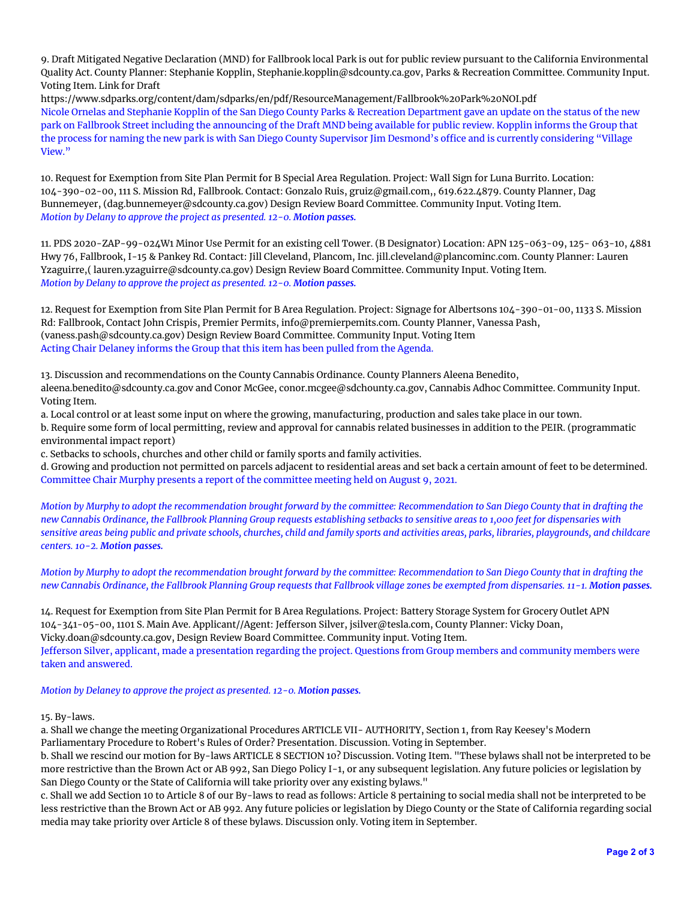9. Draft Mitigated Negative Declaration (MND) for Fallbrook local Park is out for public review pursuant to the California Environmental Quality Act. County Planner: Stephanie Kopplin, Stephanie.kopplin@sdcounty.ca.gov, Parks & Recreation Committee. Community Input. Voting Item. Link for Draft
https://www.sdparks.org/content/dam/sdparks/en/pdf/ResourceManagement/Fallbrook%20Park%20NOI.pdf
Nicole Ornelas and Stephanie Kopplin of the San Diego County Parks & Recreation Department gave an update on the status of the new park on Fallbrook Street including the announcing of the Draft MND being available for public review. Kopplin informs the Group that the process for naming the new park is with San Diego County Supervisor Jim Desmond's office and is currently considering "Village View."

10. Request for Exemption from Site Plan Permit for B Special Area Regulation. Project: Wall Sign for Luna Burrito. Location: 104-390-02-00, 111 S. Mission Rd, Fallbrook. Contact: Gonzalo Ruis, gruiz@gmail.com,, 619.622.4879. County Planner, Dag Bunnemeyer, (dag.bunnemeyer@sdcounty.ca.gov) Design Review Board Committee. Community Input. Voting Item.
*Motion by Delany to approve the project as presented. 12-0.* ***Motion passes.***

11. PDS 2020-ZAP-99-024W1 Minor Use Permit for an existing cell Tower. (B Designator) Location: APN 125-063-09, 125- 063-10, 4881 Hwy 76, Fallbrook, I-15 & Pankey Rd. Contact: Jill Cleveland, Plancom, Inc. jill.cleveland@plancominc.com. County Planner: Lauren Yzaguirre,( lauren.yzaguirre@sdcounty.ca.gov) Design Review Board Committee. Community Input. Voting Item.
*Motion by Delany to approve the project as presented. 12-0.* ***Motion passes.***

12. Request for Exemption from Site Plan Permit for B Area Regulation. Project: Signage for Albertsons 104-390-01-00, 1133 S. Mission Rd: Fallbrook, Contact John Crispis, Premier Permits, info@premierpemits.com. County Planner, Vanessa Pash, (vaness.pash@sdcounty.ca.gov) Design Review Board Committee. Community Input. Voting Item
Acting Chair Delaney informs the Group that this item has been pulled from the Agenda.

13. Discussion and recommendations on the County Cannabis Ordinance. County Planners Aleena Benedito, aleena.benedito@sdcounty.ca.gov and Conor McGee, conor.mcgee@sdchounty.ca.gov, Cannabis Adhoc Committee. Community Input. Voting Item.
a. Local control or at least some input on where the growing, manufacturing, production and sales take place in our town.
b. Require some form of local permitting, review and approval for cannabis related businesses in addition to the PEIR. (programmatic environmental impact report)
c. Setbacks to schools, churches and other child or family sports and family activities.
d. Growing and production not permitted on parcels adjacent to residential areas and set back a certain amount of feet to be determined.
Committee Chair Murphy presents a report of the committee meeting held on August 9, 2021.

*Motion by Murphy to adopt the recommendation brought forward by the committee: Recommendation to San Diego County that in drafting the new Cannabis Ordinance, the Fallbrook Planning Group requests establishing setbacks to sensitive areas to 1,000 feet for dispensaries with sensitive areas being public and private schools, churches, child and family sports and activities areas, parks, libraries, playgrounds, and childcare centers. 10-2.* ***Motion passes.***

*Motion by Murphy to adopt the recommendation brought forward by the committee: Recommendation to San Diego County that in drafting the new Cannabis Ordinance, the Fallbrook Planning Group requests that Fallbrook village zones be exempted from dispensaries. 11-1.* ***Motion passes.***

14. Request for Exemption from Site Plan Permit for B Area Regulations. Project: Battery Storage System for Grocery Outlet APN 104-341-05-00, 1101 S. Main Ave. Applicant//Agent: Jefferson Silver, jsilver@tesla.com, County Planner: Vicky Doan, Vicky.doan@sdcounty.ca.gov, Design Review Board Committee. Community input. Voting Item.
Jefferson Silver, applicant, made a presentation regarding the project. Questions from Group members and community members were taken and answered.

*Motion by Delaney to approve the project as presented. 12-0.* ***Motion passes.***

15. By-laws.
a. Shall we change the meeting Organizational Procedures ARTICLE VII- AUTHORITY, Section 1, from Ray Keesey's Modern Parliamentary Procedure to Robert's Rules of Order? Presentation. Discussion. Voting in September.
b. Shall we rescind our motion for By-laws ARTICLE 8 SECTION 10? Discussion. Voting Item. "These bylaws shall not be interpreted to be more restrictive than the Brown Act or AB 992, San Diego Policy I-1, or any subsequent legislation. Any future policies or legislation by San Diego County or the State of California will take priority over any existing bylaws."
c. Shall we add Section 10 to Article 8 of our By-laws to read as follows: Article 8 pertaining to social media shall not be interpreted to be less restrictive than the Brown Act or AB 992. Any future policies or legislation by Diego County or the State of California regarding social media may take priority over Article 8 of these bylaws. Discussion only. Voting item in September.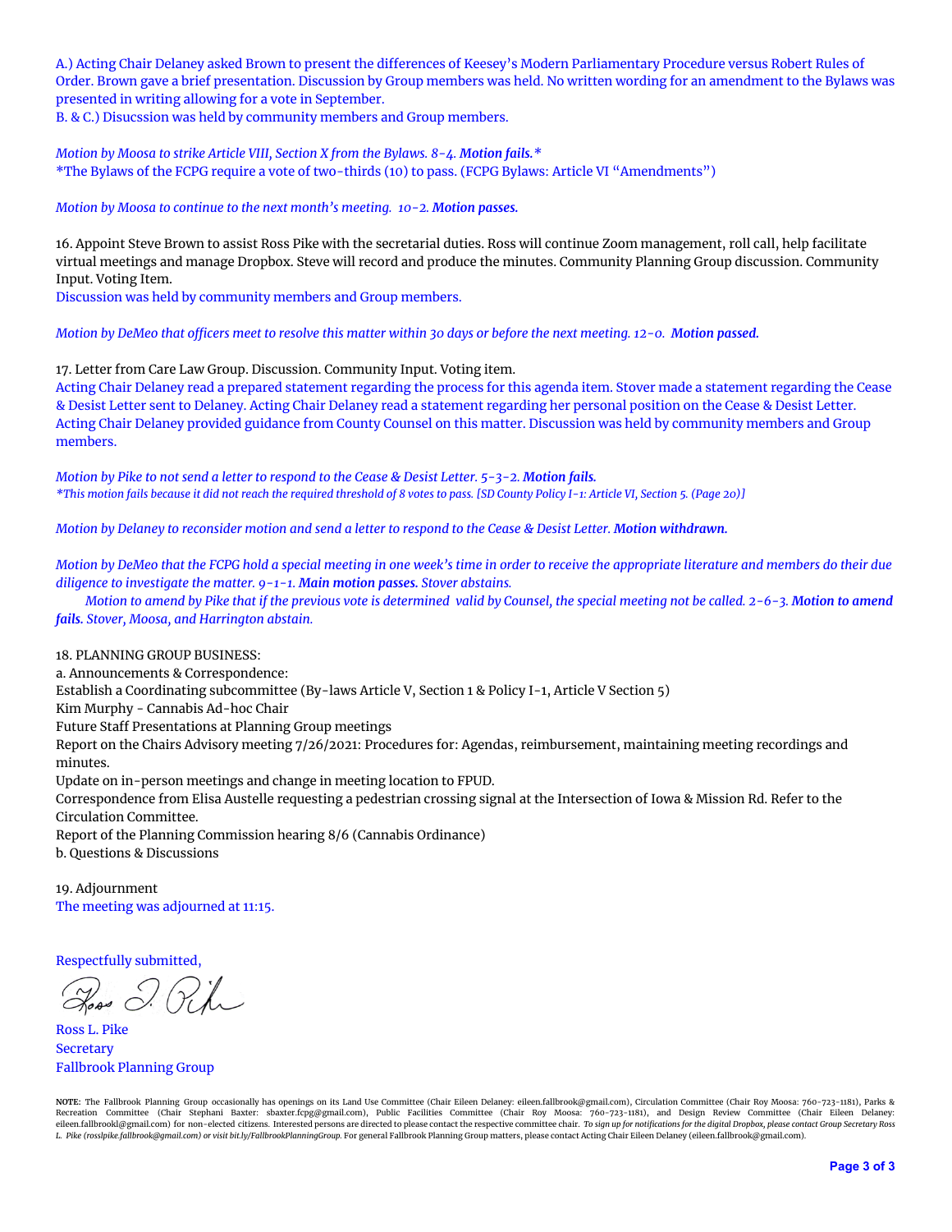A.) Acting Chair Delaney asked Brown to present the differences of Keesey's Modern Parliamentary Procedure versus Robert Rules of Order. Brown gave a brief presentation. Discussion by Group members was held. No written wording for an amendment to the Bylaws was presented in writing allowing for a vote in September.

B. & C.) Disucssion was held by community members and Group members.

*Motion by Moosa to strike Article VIII, Section X from the Bylaws. 8-4.* ***Motion fails.****

*The Bylaws of the FCPG require a vote of two-thirds (10) to pass. (FCPG Bylaws: Article VI "Amendments")

*Motion by Moosa to continue to the next month's meeting. 10-2.* ***Motion passes.***

16. Appoint Steve Brown to assist Ross Pike with the secretarial duties. Ross will continue Zoom management, roll call, help facilitate virtual meetings and manage Dropbox. Steve will record and produce the minutes. Community Planning Group discussion. Community Input. Voting Item.

Discussion was held by community members and Group members.

*Motion by DeMeo that officers meet to resolve this matter within 30 days or before the next meeting. 12-0.* ***Motion passed.***

17. Letter from Care Law Group. Discussion. Community Input. Voting item.

Acting Chair Delaney read a prepared statement regarding the process for this agenda item. Stover made a statement regarding the Cease & Desist Letter sent to Delaney. Acting Chair Delaney read a statement regarding her personal position on the Cease & Desist Letter. Acting Chair Delaney provided guidance from County Counsel on this matter. Discussion was held by community members and Group members.

*Motion by Pike to not send a letter to respond to the Cease & Desist Letter. 5-3-2.* ***Motion fails.***

*\*This motion fails because it did not reach the required threshold of 8 votes to pass. [SD County Policy I-1: Article VI, Section 5. (Page 20)]*

*Motion by Delaney to reconsider motion and send a letter to respond to the Cease & Desist Letter.* ***Motion withdrawn.***

*Motion by DeMeo that the FCPG hold a special meeting in one week's time in order to receive the appropriate literature and members do their due diligence to investigate the matter. 9-1-1.* ***Main motion passes.*** *Stover abstains.*

*Motion to amend by Pike that if the previous vote is determined valid by Counsel, the special meeting not be called. 2-6-3.* ***Motion to amend fails.*** *Stover, Moosa, and Harrington abstain.*

18. PLANNING GROUP BUSINESS:

a. Announcements & Correspondence:

Establish a Coordinating subcommittee (By-laws Article V, Section 1 & Policy I-1, Article V Section 5)

Kim Murphy - Cannabis Ad-hoc Chair

Future Staff Presentations at Planning Group meetings

Report on the Chairs Advisory meeting 7/26/2021: Procedures for: Agendas, reimbursement, maintaining meeting recordings and minutes.

Update on in-person meetings and change in meeting location to FPUD.

Correspondence from Elisa Austelle requesting a pedestrian crossing signal at the Intersection of Iowa & Mission Rd. Refer to the Circulation Committee.

Report of the Planning Commission hearing 8/6 (Cannabis Ordinance)

b. Questions & Discussions

19. Adjournment

The meeting was adjourned at 11:15.

Respectfully submitted,

Ross L. Pike
Secretary
Fallbrook Planning Group

**NOTE:** The Fallbrook Planning Group occasionally has openings on its Land Use Committee (Chair Eileen Delaney: eileen.fallbrook@gmail.com), Circulation Committee (Chair Roy Moosa: 760-723-1181), Parks & Recreation Committee (Chair Stephani Baxter: sbaxter.fcpg@gmail.com), Public Facilities Committee (Chair Roy Moosa: 760-723-1181), and Design Review Committee (Chair Eileen Delaney: eileen.fallbrookl@gmail.com) for non-elected citizens. Interested persons are directed to please contact the respective committee chair. *To sign up for notifications for the digital Dropbox, please contact Group Secretary Ross L. Pike (rosslpike.fallbrook@gmail.com) or visit bit.ly/FallbrookPlanningGroup.* For general Fallbrook Planning Group matters, please contact Acting Chair Eileen Delaney (eileen.fallbrook@gmail.com).